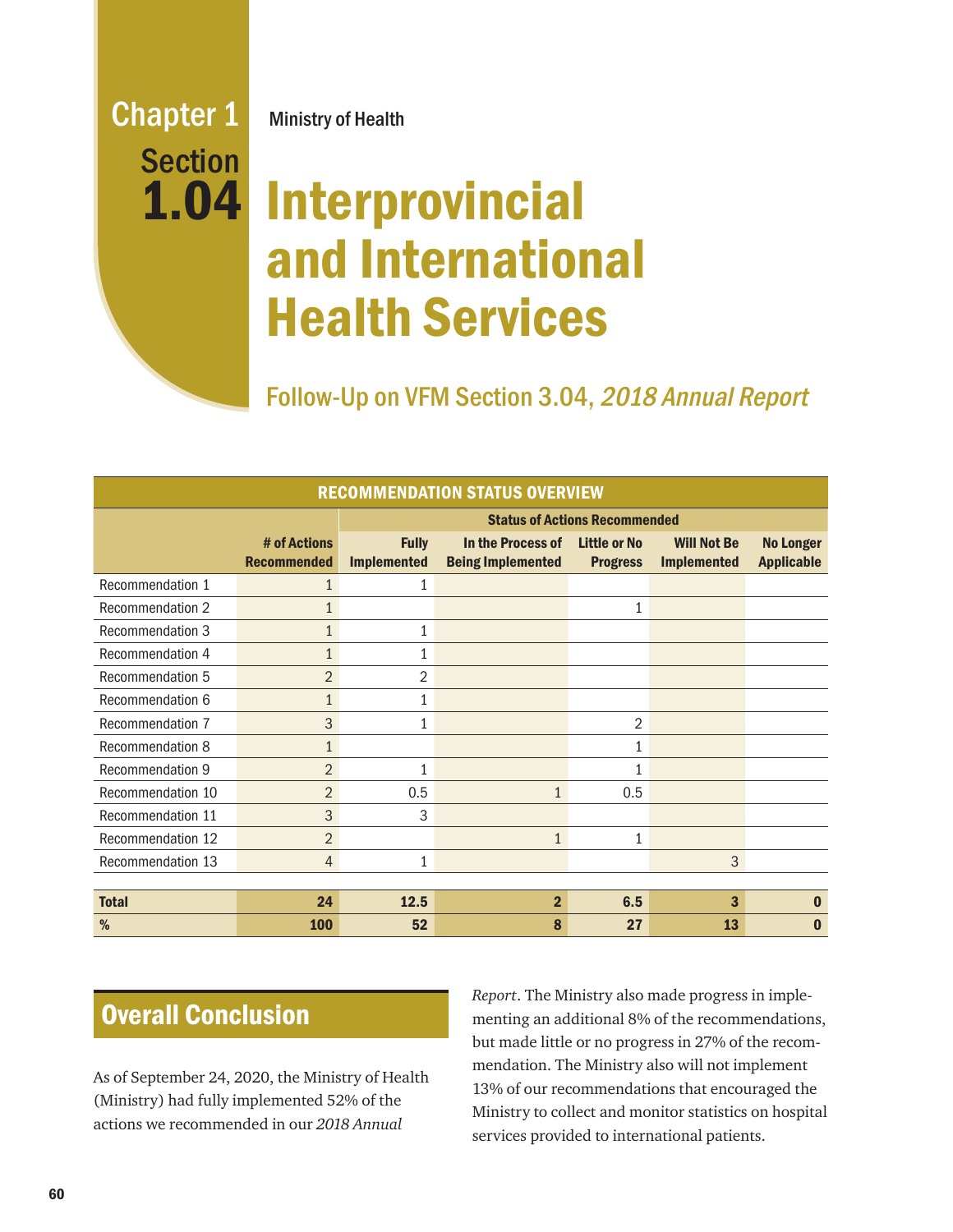Chapter 1 Section 1.04

Ministry of Health

# Interprovincial and International Health Services

## Follow-Up on VFM Section 3.04, *2018 Annual Report*

**RECOMMENDATION STATUS OVERVIEW**

| | | Status of Actions Recommended | | | | |
|---|---|---|---|---|---|---|
| | # of Actions Recommended | Fully Implemented | In the Process of Being Implemented | Little or No Progress | Will Not Be Implemented | No Longer Applicable |
| Recommendation 1 | 1 | 1 | | | | |
| Recommendation 2 | 1 | | | 1 | | |
| Recommendation 3 | 1 | 1 | | | | |
| Recommendation 4 | 1 | 1 | | | | |
| Recommendation 5 | 2 | 2 | | | | |
| Recommendation 6 | 1 | 1 | | | | |
| Recommendation 7 | 3 | 1 | | 2 | | |
| Recommendation 8 | 1 | | | 1 | | |
| Recommendation 9 | 2 | 1 | | 1 | | |
| Recommendation 10 | 2 | 0.5 | 1 | 0.5 | | |
| Recommendation 11 | 3 | 3 | | | | |
| Recommendation 12 | 2 | | 1 | 1 | | |
| Recommendation 13 | 4 | 1 | | | 3 | |
| **Total** | **24** | **12.5** | **2** | **6.5** | **3** | **0** |
| **%** | **100** | **52** | **8** | **27** | **13** | **0** |

## Overall Conclusion

As of September 24, 2020, the Ministry of Health (Ministry) had fully implemented 52% of the actions we recommended in our *2018 Annual Report*. The Ministry also made progress in implementing an additional 8% of the recommendations, but made little or no progress in 27% of the recommendation. The Ministry also will not implement 13% of our recommendations that encouraged the Ministry to collect and monitor statistics on hospital services provided to international patients.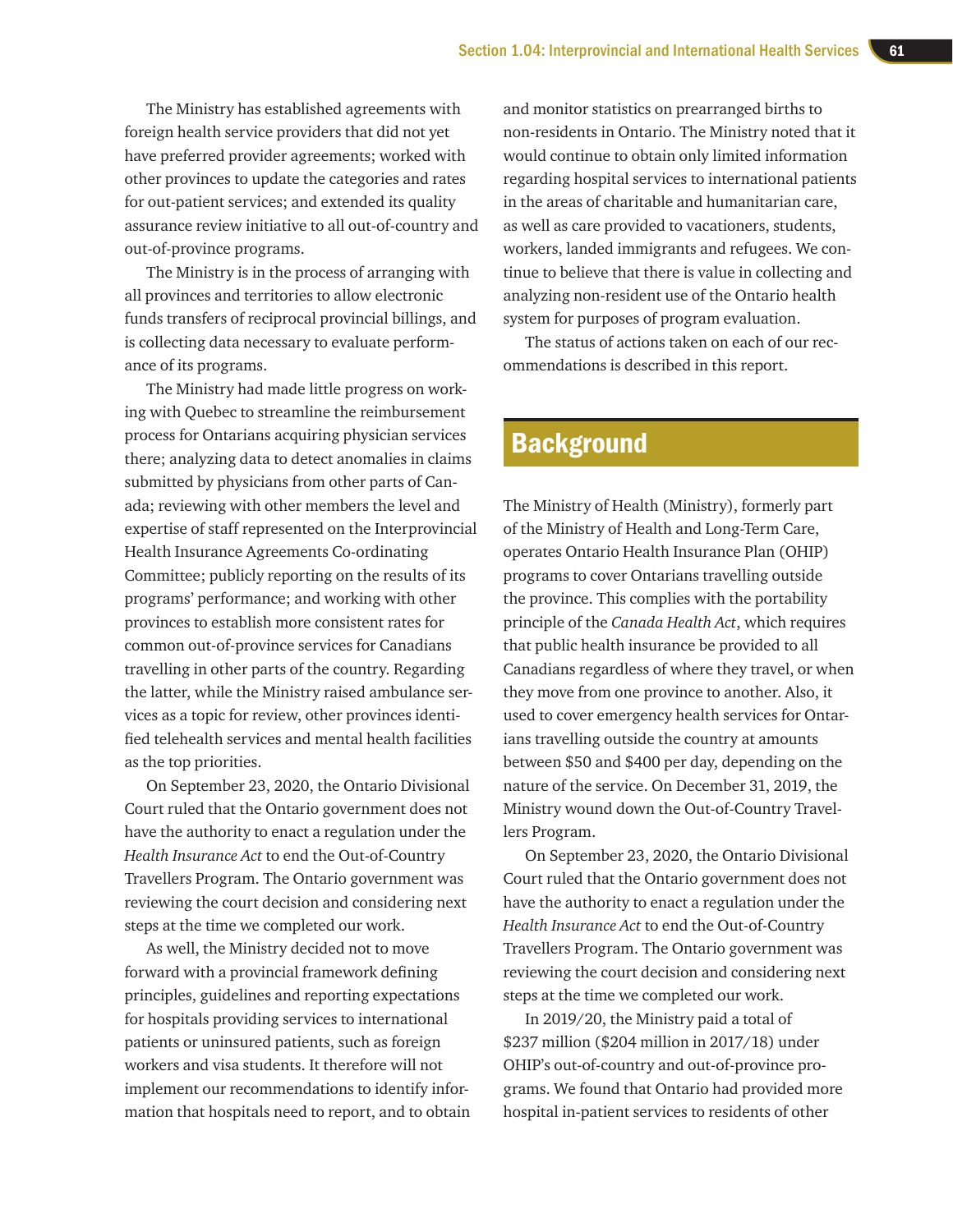The Ministry has established agreements with foreign health service providers that did not yet have preferred provider agreements; worked with other provinces to update the categories and rates for out-patient services; and extended its quality assurance review initiative to all out-of-country and out-of-province programs.

The Ministry is in the process of arranging with all provinces and territories to allow electronic funds transfers of reciprocal provincial billings, and is collecting data necessary to evaluate performance of its programs.

The Ministry had made little progress on working with Quebec to streamline the reimbursement process for Ontarians acquiring physician services there; analyzing data to detect anomalies in claims submitted by physicians from other parts of Canada; reviewing with other members the level and expertise of staff represented on the Interprovincial Health Insurance Agreements Co-ordinating Committee; publicly reporting on the results of its programs' performance; and working with other provinces to establish more consistent rates for common out-of-province services for Canadians travelling in other parts of the country. Regarding the latter, while the Ministry raised ambulance services as a topic for review, other provinces identified telehealth services and mental health facilities as the top priorities.

On September 23, 2020, the Ontario Divisional Court ruled that the Ontario government does not have the authority to enact a regulation under the *Health Insurance Act* to end the Out-of-Country Travellers Program. The Ontario government was reviewing the court decision and considering next steps at the time we completed our work.

As well, the Ministry decided not to move forward with a provincial framework defining principles, guidelines and reporting expectations for hospitals providing services to international patients or uninsured patients, such as foreign workers and visa students. It therefore will not implement our recommendations to identify information that hospitals need to report, and to obtain and monitor statistics on prearranged births to non-residents in Ontario. The Ministry noted that it would continue to obtain only limited information regarding hospital services to international patients in the areas of charitable and humanitarian care, as well as care provided to vacationers, students, workers, landed immigrants and refugees. We continue to believe that there is value in collecting and analyzing non-resident use of the Ontario health system for purposes of program evaluation.

The status of actions taken on each of our recommendations is described in this report.

## Background

The Ministry of Health (Ministry), formerly part of the Ministry of Health and Long-Term Care, operates Ontario Health Insurance Plan (OHIP) programs to cover Ontarians travelling outside the province. This complies with the portability principle of the *Canada Health Act*, which requires that public health insurance be provided to all Canadians regardless of where they travel, or when they move from one province to another. Also, it used to cover emergency health services for Ontarians travelling outside the country at amounts between $50 and $400 per day, depending on the nature of the service. On December 31, 2019, the Ministry wound down the Out-of-Country Travellers Program.

On September 23, 2020, the Ontario Divisional Court ruled that the Ontario government does not have the authority to enact a regulation under the *Health Insurance Act* to end the Out-of-Country Travellers Program. The Ontario government was reviewing the court decision and considering next steps at the time we completed our work.

In 2019/20, the Ministry paid a total of $237 million ($204 million in 2017/18) under OHIP's out-of-country and out-of-province programs. We found that Ontario had provided more hospital in-patient services to residents of other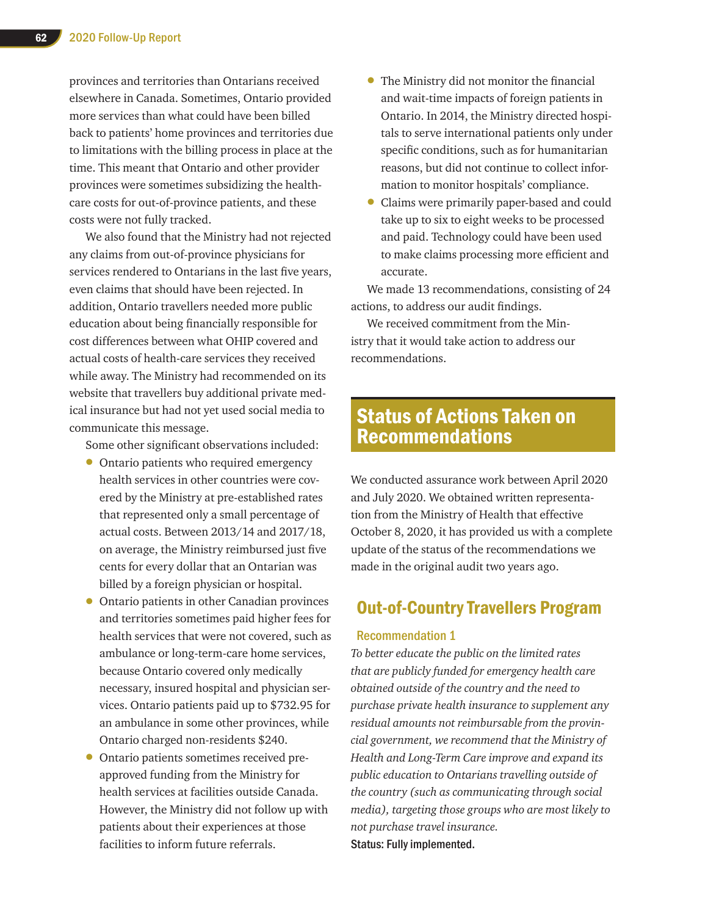provinces and territories than Ontarians received elsewhere in Canada. Sometimes, Ontario provided more services than what could have been billed back to patients' home provinces and territories due to limitations with the billing process in place at the time. This meant that Ontario and other provider provinces were sometimes subsidizing the health-care costs for out-of-province patients, and these costs were not fully tracked.

We also found that the Ministry had not rejected any claims from out-of-province physicians for services rendered to Ontarians in the last five years, even claims that should have been rejected. In addition, Ontario travellers needed more public education about being financially responsible for cost differences between what OHIP covered and actual costs of health-care services they received while away. The Ministry had recommended on its website that travellers buy additional private medical insurance but had not yet used social media to communicate this message.

Some other significant observations included:

- Ontario patients who required emergency health services in other countries were covered by the Ministry at pre-established rates that represented only a small percentage of actual costs. Between 2013/14 and 2017/18, on average, the Ministry reimbursed just five cents for every dollar that an Ontarian was billed by a foreign physician or hospital.
- Ontario patients in other Canadian provinces and territories sometimes paid higher fees for health services that were not covered, such as ambulance or long-term-care home services, because Ontario covered only medically necessary, insured hospital and physician services. Ontario patients paid up to $732.95 for an ambulance in some other provinces, while Ontario charged non-residents $240.
- Ontario patients sometimes received pre-approved funding from the Ministry for health services at facilities outside Canada. However, the Ministry did not follow up with patients about their experiences at those facilities to inform future referrals.
- The Ministry did not monitor the financial and wait-time impacts of foreign patients in Ontario. In 2014, the Ministry directed hospitals to serve international patients only under specific conditions, such as for humanitarian reasons, but did not continue to collect information to monitor hospitals' compliance.
- Claims were primarily paper-based and could take up to six to eight weeks to be processed and paid. Technology could have been used to make claims processing more efficient and accurate.

We made 13 recommendations, consisting of 24 actions, to address our audit findings.

We received commitment from the Ministry that it would take action to address our recommendations.

## Status of Actions Taken on Recommendations

We conducted assurance work between April 2020 and July 2020. We obtained written representation from the Ministry of Health that effective October 8, 2020, it has provided us with a complete update of the status of the recommendations we made in the original audit two years ago.

### Out-of-Country Travellers Program

#### Recommendation 1

*To better educate the public on the limited rates that are publicly funded for emergency health care obtained outside of the country and the need to purchase private health insurance to supplement any residual amounts not reimbursable from the provincial government, we recommend that the Ministry of Health and Long-Term Care improve and expand its public education to Ontarians travelling outside of the country (such as communicating through social media), targeting those groups who are most likely to not purchase travel insurance.*

**Status: Fully implemented.**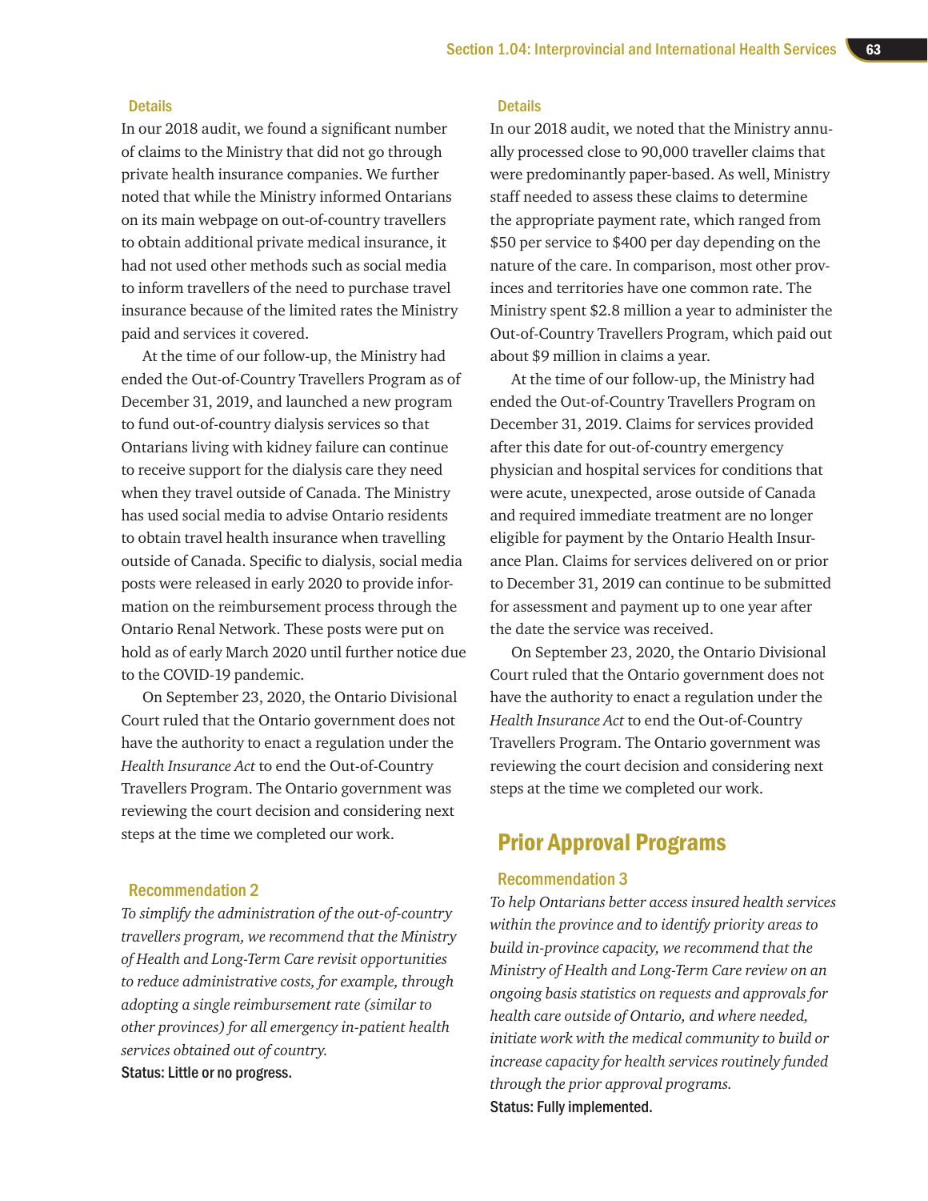#### Details

In our 2018 audit, we found a significant number of claims to the Ministry that did not go through private health insurance companies. We further noted that while the Ministry informed Ontarians on its main webpage on out-of-country travellers to obtain additional private medical insurance, it had not used other methods such as social media to inform travellers of the need to purchase travel insurance because of the limited rates the Ministry paid and services it covered.

At the time of our follow-up, the Ministry had ended the Out-of-Country Travellers Program as of December 31, 2019, and launched a new program to fund out-of-country dialysis services so that Ontarians living with kidney failure can continue to receive support for the dialysis care they need when they travel outside of Canada. The Ministry has used social media to advise Ontario residents to obtain travel health insurance when travelling outside of Canada. Specific to dialysis, social media posts were released in early 2020 to provide information on the reimbursement process through the Ontario Renal Network. These posts were put on hold as of early March 2020 until further notice due to the COVID-19 pandemic.

On September 23, 2020, the Ontario Divisional Court ruled that the Ontario government does not have the authority to enact a regulation under the *Health Insurance Act* to end the Out-of-Country Travellers Program. The Ontario government was reviewing the court decision and considering next steps at the time we completed our work.

### Recommendation 2

*To simplify the administration of the out-of-country travellers program, we recommend that the Ministry of Health and Long-Term Care revisit opportunities to reduce administrative costs, for example, through adopting a single reimbursement rate (similar to other provinces) for all emergency in-patient health services obtained out of country.*

**Status: Little or no progress.**

#### Details

In our 2018 audit, we noted that the Ministry annually processed close to 90,000 traveller claims that were predominantly paper-based. As well, Ministry staff needed to assess these claims to determine the appropriate payment rate, which ranged from $50 per service to $400 per day depending on the nature of the care. In comparison, most other provinces and territories have one common rate. The Ministry spent $2.8 million a year to administer the Out-of-Country Travellers Program, which paid out about $9 million in claims a year.

At the time of our follow-up, the Ministry had ended the Out-of-Country Travellers Program on December 31, 2019. Claims for services provided after this date for out-of-country emergency physician and hospital services for conditions that were acute, unexpected, arose outside of Canada and required immediate treatment are no longer eligible for payment by the Ontario Health Insurance Plan. Claims for services delivered on or prior to December 31, 2019 can continue to be submitted for assessment and payment up to one year after the date the service was received.

On September 23, 2020, the Ontario Divisional Court ruled that the Ontario government does not have the authority to enact a regulation under the *Health Insurance Act* to end the Out-of-Country Travellers Program. The Ontario government was reviewing the court decision and considering next steps at the time we completed our work.

## Prior Approval Programs

### Recommendation 3

*To help Ontarians better access insured health services within the province and to identify priority areas to build in-province capacity, we recommend that the Ministry of Health and Long-Term Care review on an ongoing basis statistics on requests and approvals for health care outside of Ontario, and where needed, initiate work with the medical community to build or increase capacity for health services routinely funded through the prior approval programs.*

**Status: Fully implemented.**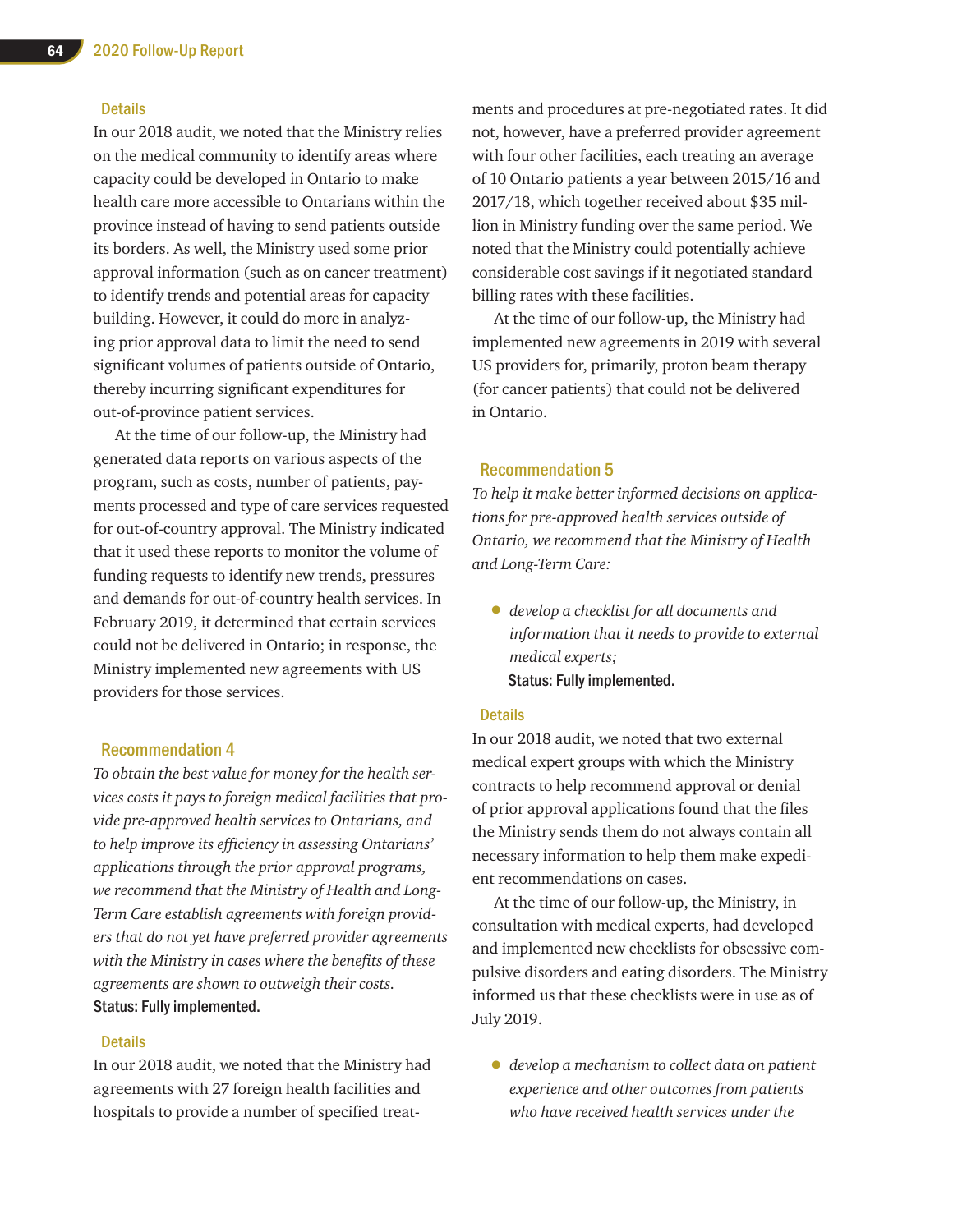### Details

In our 2018 audit, we noted that the Ministry relies on the medical community to identify areas where capacity could be developed in Ontario to make health care more accessible to Ontarians within the province instead of having to send patients outside its borders. As well, the Ministry used some prior approval information (such as on cancer treatment) to identify trends and potential areas for capacity building. However, it could do more in analyzing prior approval data to limit the need to send significant volumes of patients outside of Ontario, thereby incurring significant expenditures for out-of-province patient services.

At the time of our follow-up, the Ministry had generated data reports on various aspects of the program, such as costs, number of patients, payments processed and type of care services requested for out-of-country approval. The Ministry indicated that it used these reports to monitor the volume of funding requests to identify new trends, pressures and demands for out-of-country health services. In February 2019, it determined that certain services could not be delivered in Ontario; in response, the Ministry implemented new agreements with US providers for those services.

## Recommendation 4

*To obtain the best value for money for the health services costs it pays to foreign medical facilities that provide pre-approved health services to Ontarians, and to help improve its efficiency in assessing Ontarians' applications through the prior approval programs, we recommend that the Ministry of Health and Long-Term Care establish agreements with foreign providers that do not yet have preferred provider agreements with the Ministry in cases where the benefits of these agreements are shown to outweigh their costs.*

**Status: Fully implemented.**

### Details

In our 2018 audit, we noted that the Ministry had agreements with 27 foreign health facilities and hospitals to provide a number of specified treatments and procedures at pre-negotiated rates. It did not, however, have a preferred provider agreement with four other facilities, each treating an average of 10 Ontario patients a year between 2015/16 and 2017/18, which together received about $35 million in Ministry funding over the same period. We noted that the Ministry could potentially achieve considerable cost savings if it negotiated standard billing rates with these facilities.

At the time of our follow-up, the Ministry had implemented new agreements in 2019 with several US providers for, primarily, proton beam therapy (for cancer patients) that could not be delivered in Ontario.

## Recommendation 5

*To help it make better informed decisions on applications for pre-approved health services outside of Ontario, we recommend that the Ministry of Health and Long-Term Care:*

- *develop a checklist for all documents and information that it needs to provide to external medical experts;*

  **Status: Fully implemented.**

### Details

In our 2018 audit, we noted that two external medical expert groups with which the Ministry contracts to help recommend approval or denial of prior approval applications found that the files the Ministry sends them do not always contain all necessary information to help them make expedient recommendations on cases.

At the time of our follow-up, the Ministry, in consultation with medical experts, had developed and implemented new checklists for obsessive compulsive disorders and eating disorders. The Ministry informed us that these checklists were in use as of July 2019.

- *develop a mechanism to collect data on patient experience and other outcomes from patients who have received health services under the*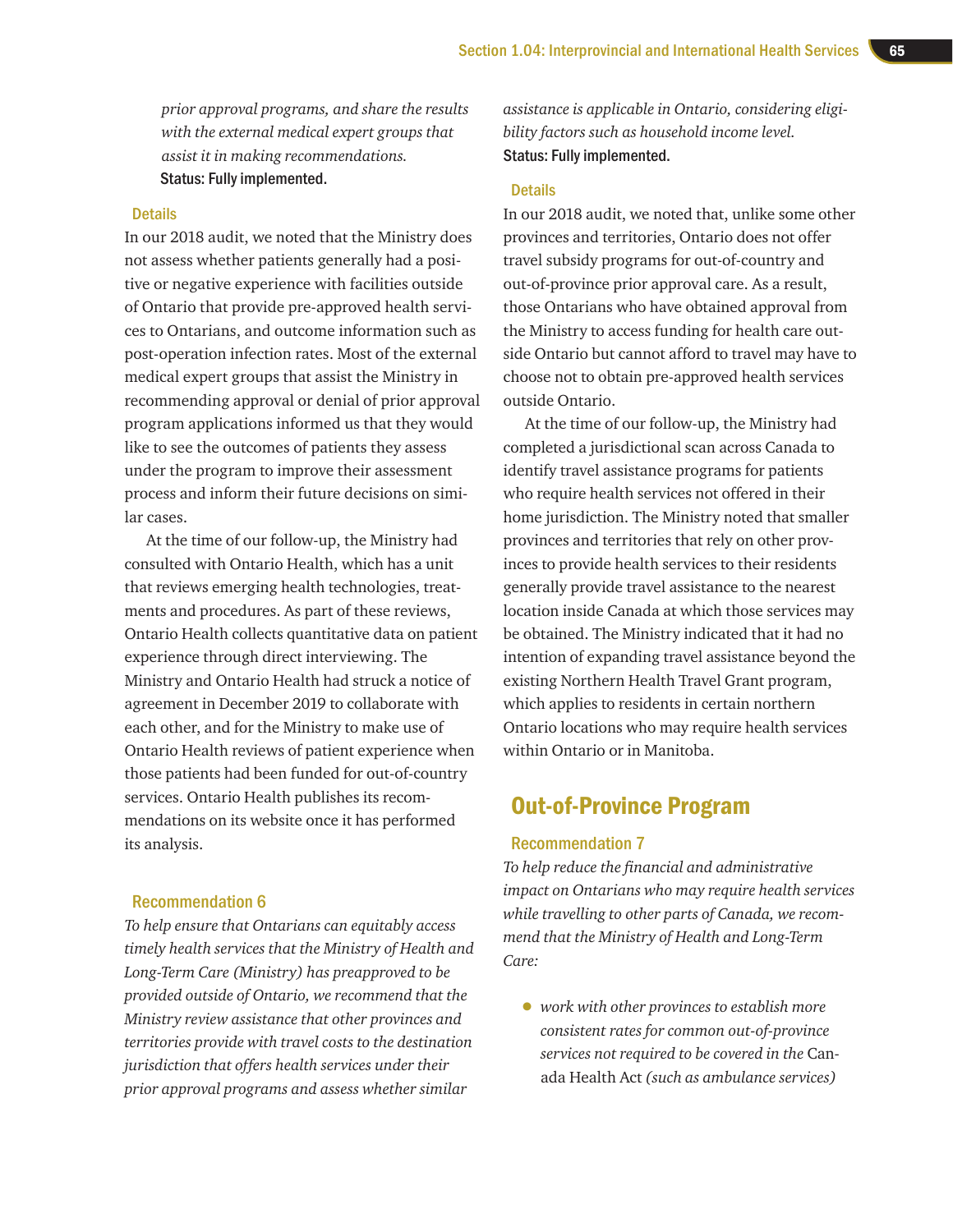*prior approval programs, and share the results with the external medical expert groups that assist it in making recommendations.*
**Status: Fully implemented.**

### Details

In our 2018 audit, we noted that the Ministry does not assess whether patients generally had a positive or negative experience with facilities outside of Ontario that provide pre-approved health services to Ontarians, and outcome information such as post-operation infection rates. Most of the external medical expert groups that assist the Ministry in recommending approval or denial of prior approval program applications informed us that they would like to see the outcomes of patients they assess under the program to improve their assessment process and inform their future decisions on similar cases.

At the time of our follow-up, the Ministry had consulted with Ontario Health, which has a unit that reviews emerging health technologies, treatments and procedures. As part of these reviews, Ontario Health collects quantitative data on patient experience through direct interviewing. The Ministry and Ontario Health had struck a notice of agreement in December 2019 to collaborate with each other, and for the Ministry to make use of Ontario Health reviews of patient experience when those patients had been funded for out-of-country services. Ontario Health publishes its recommendations on its website once it has performed its analysis.

### Recommendation 6

*To help ensure that Ontarians can equitably access timely health services that the Ministry of Health and Long-Term Care (Ministry) has preapproved to be provided outside of Ontario, we recommend that the Ministry review assistance that other provinces and territories provide with travel costs to the destination jurisdiction that offers health services under their prior approval programs and assess whether similar assistance is applicable in Ontario, considering eligibility factors such as household income level.*
**Status: Fully implemented.**

### Details

In our 2018 audit, we noted that, unlike some other provinces and territories, Ontario does not offer travel subsidy programs for out-of-country and out-of-province prior approval care. As a result, those Ontarians who have obtained approval from the Ministry to access funding for health care outside Ontario but cannot afford to travel may have to choose not to obtain pre-approved health services outside Ontario.

At the time of our follow-up, the Ministry had completed a jurisdictional scan across Canada to identify travel assistance programs for patients who require health services not offered in their home jurisdiction. The Ministry noted that smaller provinces and territories that rely on other provinces to provide health services to their residents generally provide travel assistance to the nearest location inside Canada at which those services may be obtained. The Ministry indicated that it had no intention of expanding travel assistance beyond the existing Northern Health Travel Grant program, which applies to residents in certain northern Ontario locations who may require health services within Ontario or in Manitoba.

## Out-of-Province Program

### Recommendation 7

*To help reduce the financial and administrative impact on Ontarians who may require health services while travelling to other parts of Canada, we recommend that the Ministry of Health and Long-Term Care:*

- *work with other provinces to establish more consistent rates for common out-of-province services not required to be covered in the* Canada Health Act *(such as ambulance services)*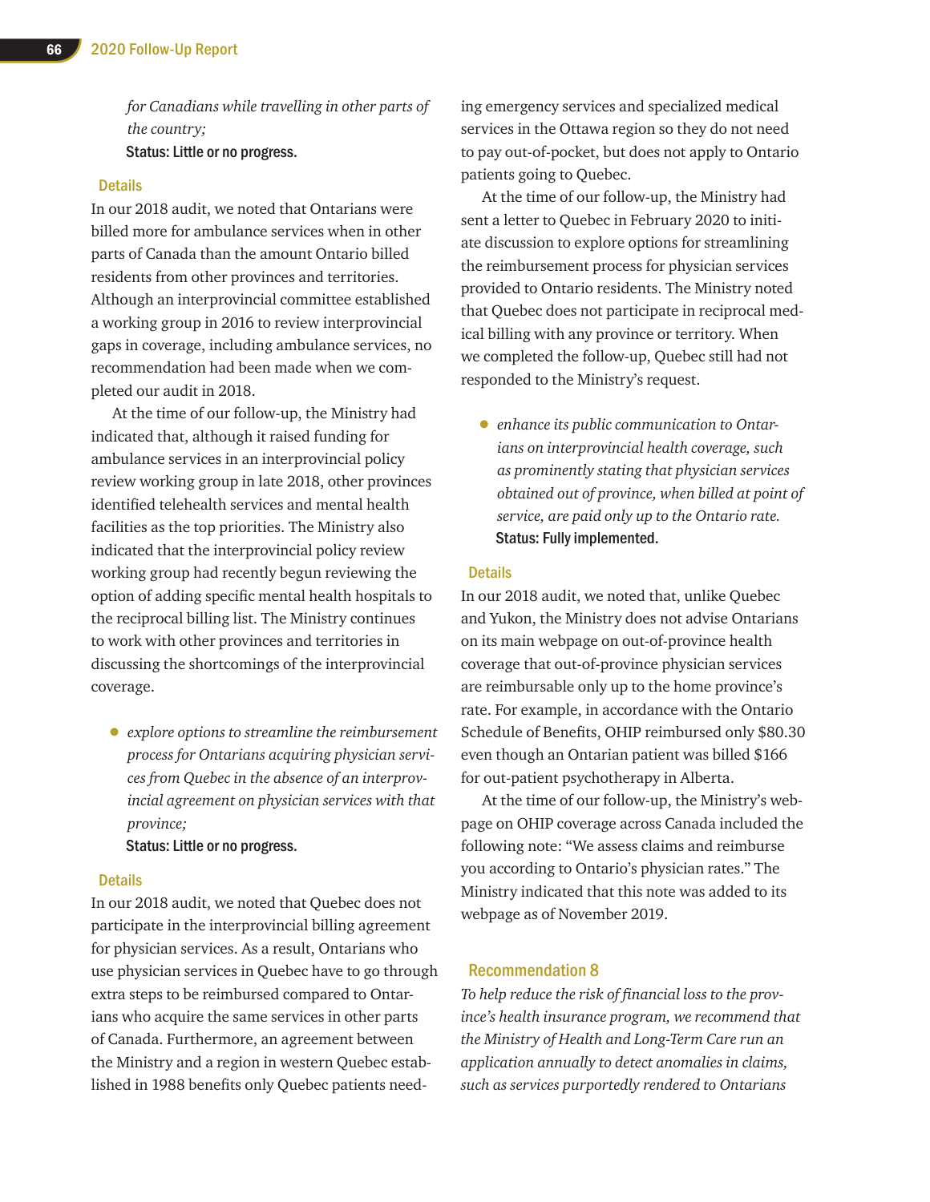*for Canadians while travelling in other parts of the country;*

**Status: Little or no progress.**

### Details

In our 2018 audit, we noted that Ontarians were billed more for ambulance services when in other parts of Canada than the amount Ontario billed residents from other provinces and territories. Although an interprovincial committee established a working group in 2016 to review interprovincial gaps in coverage, including ambulance services, no recommendation had been made when we completed our audit in 2018.

At the time of our follow-up, the Ministry had indicated that, although it raised funding for ambulance services in an interprovincial policy review working group in late 2018, other provinces identified telehealth services and mental health facilities as the top priorities. The Ministry also indicated that the interprovincial policy review working group had recently begun reviewing the option of adding specific mental health hospitals to the reciprocal billing list. The Ministry continues to work with other provinces and territories in discussing the shortcomings of the interprovincial coverage.

- *explore options to streamline the reimbursement process for Ontarians acquiring physician services from Quebec in the absence of an interprovincial agreement on physician services with that province;*

  **Status: Little or no progress.**

### Details

In our 2018 audit, we noted that Quebec does not participate in the interprovincial billing agreement for physician services. As a result, Ontarians who use physician services in Quebec have to go through extra steps to be reimbursed compared to Ontarians who acquire the same services in other parts of Canada. Furthermore, an agreement between the Ministry and a region in western Quebec established in 1988 benefits only Quebec patients needing emergency services and specialized medical services in the Ottawa region so they do not need to pay out-of-pocket, but does not apply to Ontario patients going to Quebec.

At the time of our follow-up, the Ministry had sent a letter to Quebec in February 2020 to initiate discussion to explore options for streamlining the reimbursement process for physician services provided to Ontario residents. The Ministry noted that Quebec does not participate in reciprocal medical billing with any province or territory. When we completed the follow-up, Quebec still had not responded to the Ministry's request.

- *enhance its public communication to Ontarians on interprovincial health coverage, such as prominently stating that physician services obtained out of province, when billed at point of service, are paid only up to the Ontario rate.*

  **Status: Fully implemented.**

### Details

In our 2018 audit, we noted that, unlike Quebec and Yukon, the Ministry does not advise Ontarians on its main webpage on out-of-province health coverage that out-of-province physician services are reimbursable only up to the home province's rate. For example, in accordance with the Ontario Schedule of Benefits, OHIP reimbursed only $80.30 even though an Ontarian patient was billed $166 for out-patient psychotherapy in Alberta.

At the time of our follow-up, the Ministry's webpage on OHIP coverage across Canada included the following note: "We assess claims and reimburse you according to Ontario's physician rates." The Ministry indicated that this note was added to its webpage as of November 2019.

## Recommendation 8

*To help reduce the risk of financial loss to the province's health insurance program, we recommend that the Ministry of Health and Long-Term Care run an application annually to detect anomalies in claims, such as services purportedly rendered to Ontarians*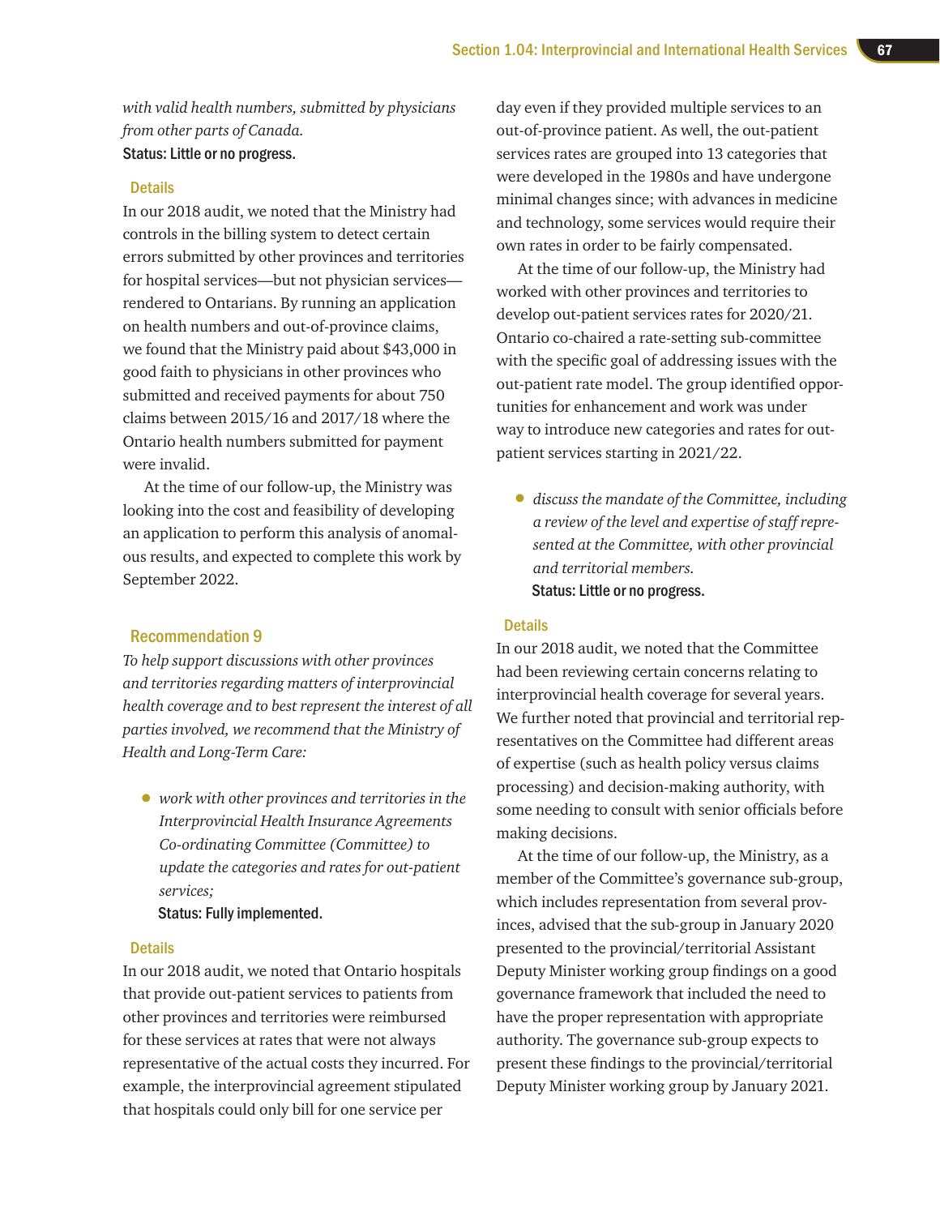*with valid health numbers, submitted by physicians from other parts of Canada.*

**Status: Little or no progress.**

### Details

In our 2018 audit, we noted that the Ministry had controls in the billing system to detect certain errors submitted by other provinces and territories for hospital services—but not physician services—rendered to Ontarians. By running an application on health numbers and out-of-province claims, we found that the Ministry paid about $43,000 in good faith to physicians in other provinces who submitted and received payments for about 750 claims between 2015/16 and 2017/18 where the Ontario health numbers submitted for payment were invalid.

At the time of our follow-up, the Ministry was looking into the cost and feasibility of developing an application to perform this analysis of anomalous results, and expected to complete this work by September 2022.

## Recommendation 9

*To help support discussions with other provinces and territories regarding matters of interprovincial health coverage and to best represent the interest of all parties involved, we recommend that the Ministry of Health and Long-Term Care:*

- *work with other provinces and territories in the Interprovincial Health Insurance Agreements Co-ordinating Committee (Committee) to update the categories and rates for out-patient services;*

  **Status: Fully implemented.**

### Details

In our 2018 audit, we noted that Ontario hospitals that provide out-patient services to patients from other provinces and territories were reimbursed for these services at rates that were not always representative of the actual costs they incurred. For example, the interprovincial agreement stipulated that hospitals could only bill for one service per day even if they provided multiple services to an out-of-province patient. As well, the out-patient services rates are grouped into 13 categories that were developed in the 1980s and have undergone minimal changes since; with advances in medicine and technology, some services would require their own rates in order to be fairly compensated.

At the time of our follow-up, the Ministry had worked with other provinces and territories to develop out-patient services rates for 2020/21. Ontario co-chaired a rate-setting sub-committee with the specific goal of addressing issues with the out-patient rate model. The group identified opportunities for enhancement and work was under way to introduce new categories and rates for out-patient services starting in 2021/22.

- *discuss the mandate of the Committee, including a review of the level and expertise of staff represented at the Committee, with other provincial and territorial members.*

  **Status: Little or no progress.**

### Details

In our 2018 audit, we noted that the Committee had been reviewing certain concerns relating to interprovincial health coverage for several years. We further noted that provincial and territorial representatives on the Committee had different areas of expertise (such as health policy versus claims processing) and decision-making authority, with some needing to consult with senior officials before making decisions.

At the time of our follow-up, the Ministry, as a member of the Committee's governance sub-group, which includes representation from several provinces, advised that the sub-group in January 2020 presented to the provincial/territorial Assistant Deputy Minister working group findings on a good governance framework that included the need to have the proper representation with appropriate authority. The governance sub-group expects to present these findings to the provincial/territorial Deputy Minister working group by January 2021.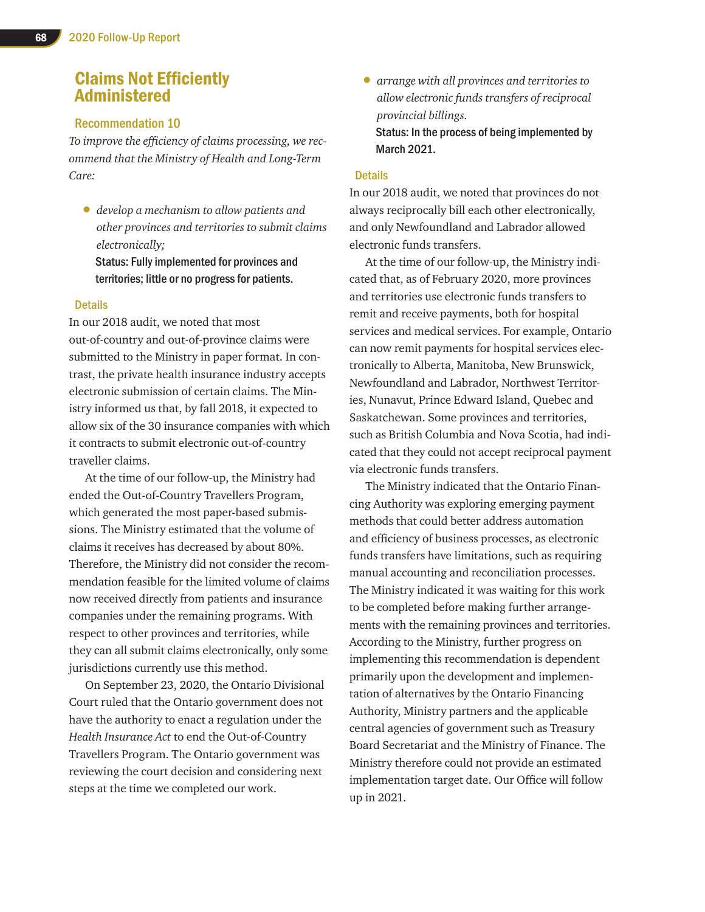## Claims Not Efficiently Administered

### Recommendation 10

*To improve the efficiency of claims processing, we recommend that the Ministry of Health and Long-Term Care:*

- *develop a mechanism to allow patients and other provinces and territories to submit claims electronically;*

  **Status: Fully implemented for provinces and territories; little or no progress for patients.**

#### Details

In our 2018 audit, we noted that most out-of-country and out-of-province claims were submitted to the Ministry in paper format. In contrast, the private health insurance industry accepts electronic submission of certain claims. The Ministry informed us that, by fall 2018, it expected to allow six of the 30 insurance companies with which it contracts to submit electronic out-of-country traveller claims.

At the time of our follow-up, the Ministry had ended the Out-of-Country Travellers Program, which generated the most paper-based submissions. The Ministry estimated that the volume of claims it receives has decreased by about 80%. Therefore, the Ministry did not consider the recommendation feasible for the limited volume of claims now received directly from patients and insurance companies under the remaining programs. With respect to other provinces and territories, while they can all submit claims electronically, only some jurisdictions currently use this method.

On September 23, 2020, the Ontario Divisional Court ruled that the Ontario government does not have the authority to enact a regulation under the *Health Insurance Act* to end the Out-of-Country Travellers Program. The Ontario government was reviewing the court decision and considering next steps at the time we completed our work.

- *arrange with all provinces and territories to allow electronic funds transfers of reciprocal provincial billings.*

  **Status: In the process of being implemented by March 2021.**

#### Details

In our 2018 audit, we noted that provinces do not always reciprocally bill each other electronically, and only Newfoundland and Labrador allowed electronic funds transfers.

At the time of our follow-up, the Ministry indicated that, as of February 2020, more provinces and territories use electronic funds transfers to remit and receive payments, both for hospital services and medical services. For example, Ontario can now remit payments for hospital services electronically to Alberta, Manitoba, New Brunswick, Newfoundland and Labrador, Northwest Territories, Nunavut, Prince Edward Island, Quebec and Saskatchewan. Some provinces and territories, such as British Columbia and Nova Scotia, had indicated that they could not accept reciprocal payment via electronic funds transfers.

The Ministry indicated that the Ontario Financing Authority was exploring emerging payment methods that could better address automation and efficiency of business processes, as electronic funds transfers have limitations, such as requiring manual accounting and reconciliation processes. The Ministry indicated it was waiting for this work to be completed before making further arrangements with the remaining provinces and territories. According to the Ministry, further progress on implementing this recommendation is dependent primarily upon the development and implementation of alternatives by the Ontario Financing Authority, Ministry partners and the applicable central agencies of government such as Treasury Board Secretariat and the Ministry of Finance. The Ministry therefore could not provide an estimated implementation target date. Our Office will follow up in 2021.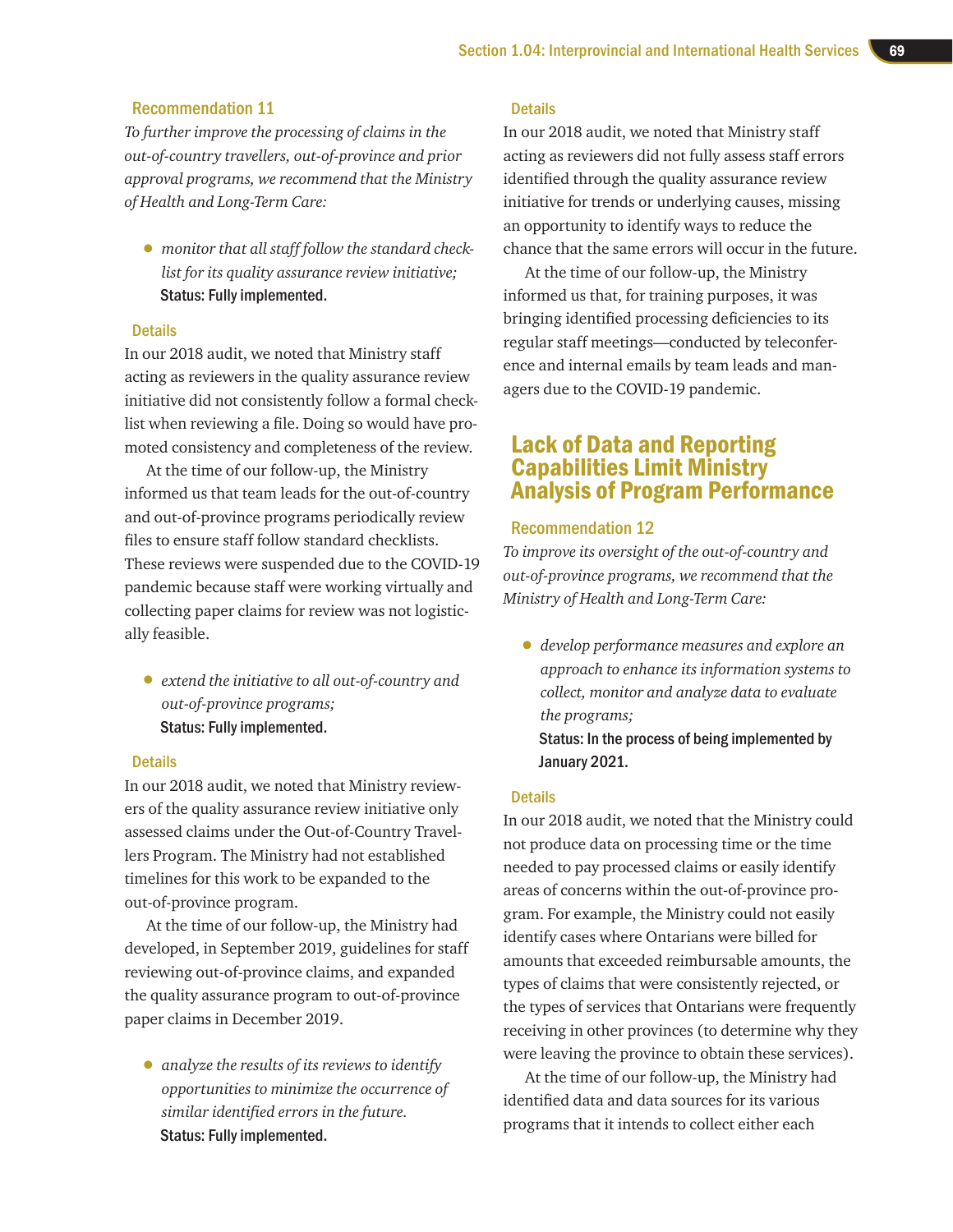### Recommendation 11

*To further improve the processing of claims in the out-of-country travellers, out-of-province and prior approval programs, we recommend that the Ministry of Health and Long-Term Care:*

- *monitor that all staff follow the standard checklist for its quality assurance review initiative;*

  **Status: Fully implemented.**

#### Details

In our 2018 audit, we noted that Ministry staff acting as reviewers in the quality assurance review initiative did not consistently follow a formal checklist when reviewing a file. Doing so would have promoted consistency and completeness of the review.

At the time of our follow-up, the Ministry informed us that team leads for the out-of-country and out-of-province programs periodically review files to ensure staff follow standard checklists. These reviews were suspended due to the COVID-19 pandemic because staff were working virtually and collecting paper claims for review was not logistically feasible.

- *extend the initiative to all out-of-country and out-of-province programs;*

  **Status: Fully implemented.**

#### Details

In our 2018 audit, we noted that Ministry reviewers of the quality assurance review initiative only assessed claims under the Out-of-Country Travellers Program. The Ministry had not established timelines for this work to be expanded to the out-of-province program.

At the time of our follow-up, the Ministry had developed, in September 2019, guidelines for staff reviewing out-of-province claims, and expanded the quality assurance program to out-of-province paper claims in December 2019.

- *analyze the results of its reviews to identify opportunities to minimize the occurrence of similar identified errors in the future.*

  **Status: Fully implemented.**

#### Details

In our 2018 audit, we noted that Ministry staff acting as reviewers did not fully assess staff errors identified through the quality assurance review initiative for trends or underlying causes, missing an opportunity to identify ways to reduce the chance that the same errors will occur in the future.

At the time of our follow-up, the Ministry informed us that, for training purposes, it was bringing identified processing deficiencies to its regular staff meetings—conducted by teleconference and internal emails by team leads and managers due to the COVID-19 pandemic.

## Lack of Data and Reporting Capabilities Limit Ministry Analysis of Program Performance

### Recommendation 12

*To improve its oversight of the out-of-country and out-of-province programs, we recommend that the Ministry of Health and Long-Term Care:*

- *develop performance measures and explore an approach to enhance its information systems to collect, monitor and analyze data to evaluate the programs;*

  **Status: In the process of being implemented by January 2021.**

#### Details

In our 2018 audit, we noted that the Ministry could not produce data on processing time or the time needed to pay processed claims or easily identify areas of concerns within the out-of-province program. For example, the Ministry could not easily identify cases where Ontarians were billed for amounts that exceeded reimbursable amounts, the types of claims that were consistently rejected, or the types of services that Ontarians were frequently receiving in other provinces (to determine why they were leaving the province to obtain these services).

At the time of our follow-up, the Ministry had identified data and data sources for its various programs that it intends to collect either each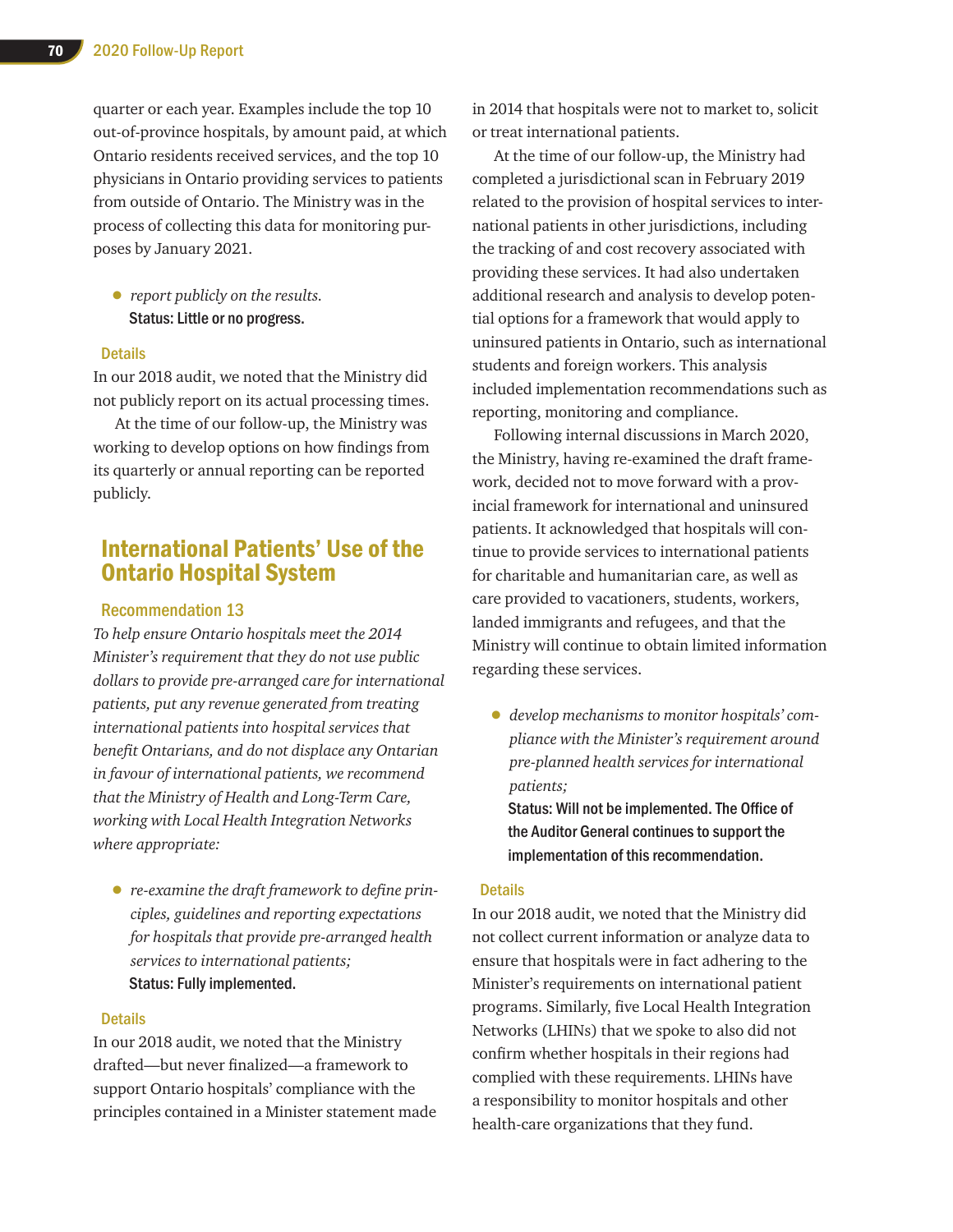quarter or each year. Examples include the top 10 out-of-province hospitals, by amount paid, at which Ontario residents received services, and the top 10 physicians in Ontario providing services to patients from outside of Ontario. The Ministry was in the process of collecting this data for monitoring purposes by January 2021.

- *report publicly on the results.*
  **Status: Little or no progress.**

### Details

In our 2018 audit, we noted that the Ministry did not publicly report on its actual processing times.

At the time of our follow-up, the Ministry was working to develop options on how findings from its quarterly or annual reporting can be reported publicly.

## International Patients' Use of the Ontario Hospital System

### Recommendation 13

*To help ensure Ontario hospitals meet the 2014 Minister's requirement that they do not use public dollars to provide pre-arranged care for international patients, put any revenue generated from treating international patients into hospital services that benefit Ontarians, and do not displace any Ontarian in favour of international patients, we recommend that the Ministry of Health and Long-Term Care, working with Local Health Integration Networks where appropriate:*

- *re-examine the draft framework to define principles, guidelines and reporting expectations for hospitals that provide pre-arranged health services to international patients;*
  **Status: Fully implemented.**

### Details

In our 2018 audit, we noted that the Ministry drafted—but never finalized—a framework to support Ontario hospitals' compliance with the principles contained in a Minister statement made in 2014 that hospitals were not to market to, solicit or treat international patients.

At the time of our follow-up, the Ministry had completed a jurisdictional scan in February 2019 related to the provision of hospital services to international patients in other jurisdictions, including the tracking of and cost recovery associated with providing these services. It had also undertaken additional research and analysis to develop potential options for a framework that would apply to uninsured patients in Ontario, such as international students and foreign workers. This analysis included implementation recommendations such as reporting, monitoring and compliance.

Following internal discussions in March 2020, the Ministry, having re-examined the draft framework, decided not to move forward with a provincial framework for international and uninsured patients. It acknowledged that hospitals will continue to provide services to international patients for charitable and humanitarian care, as well as care provided to vacationers, students, workers, landed immigrants and refugees, and that the Ministry will continue to obtain limited information regarding these services.

- *develop mechanisms to monitor hospitals' compliance with the Minister's requirement around pre-planned health services for international patients;*
  **Status: Will not be implemented. The Office of the Auditor General continues to support the implementation of this recommendation.**

### Details

In our 2018 audit, we noted that the Ministry did not collect current information or analyze data to ensure that hospitals were in fact adhering to the Minister's requirements on international patient programs. Similarly, five Local Health Integration Networks (LHINs) that we spoke to also did not confirm whether hospitals in their regions had complied with these requirements. LHINs have a responsibility to monitor hospitals and other health-care organizations that they fund.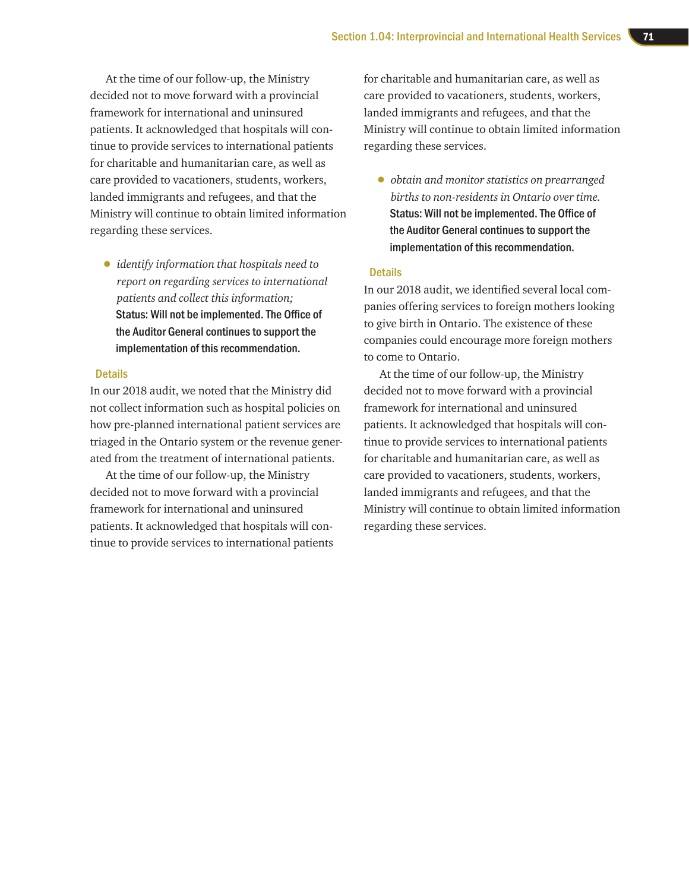At the time of our follow-up, the Ministry decided not to move forward with a provincial framework for international and uninsured patients. It acknowledged that hospitals will continue to provide services to international patients for charitable and humanitarian care, as well as care provided to vacationers, students, workers, landed immigrants and refugees, and that the Ministry will continue to obtain limited information regarding these services.

- *identify information that hospitals need to report on regarding services to international patients and collect this information;*
  **Status: Will not be implemented. The Office of the Auditor General continues to support the implementation of this recommendation.**

#### Details

In our 2018 audit, we noted that the Ministry did not collect information such as hospital policies on how pre-planned international patient services are triaged in the Ontario system or the revenue generated from the treatment of international patients.

At the time of our follow-up, the Ministry decided not to move forward with a provincial framework for international and uninsured patients. It acknowledged that hospitals will continue to provide services to international patients for charitable and humanitarian care, as well as care provided to vacationers, students, workers, landed immigrants and refugees, and that the Ministry will continue to obtain limited information regarding these services.

- *obtain and monitor statistics on prearranged births to non-residents in Ontario over time.*
  **Status: Will not be implemented. The Office of the Auditor General continues to support the implementation of this recommendation.**

#### Details

In our 2018 audit, we identified several local companies offering services to foreign mothers looking to give birth in Ontario. The existence of these companies could encourage more foreign mothers to come to Ontario.

At the time of our follow-up, the Ministry decided not to move forward with a provincial framework for international and uninsured patients. It acknowledged that hospitals will continue to provide services to international patients for charitable and humanitarian care, as well as care provided to vacationers, students, workers, landed immigrants and refugees, and that the Ministry will continue to obtain limited information regarding these services.